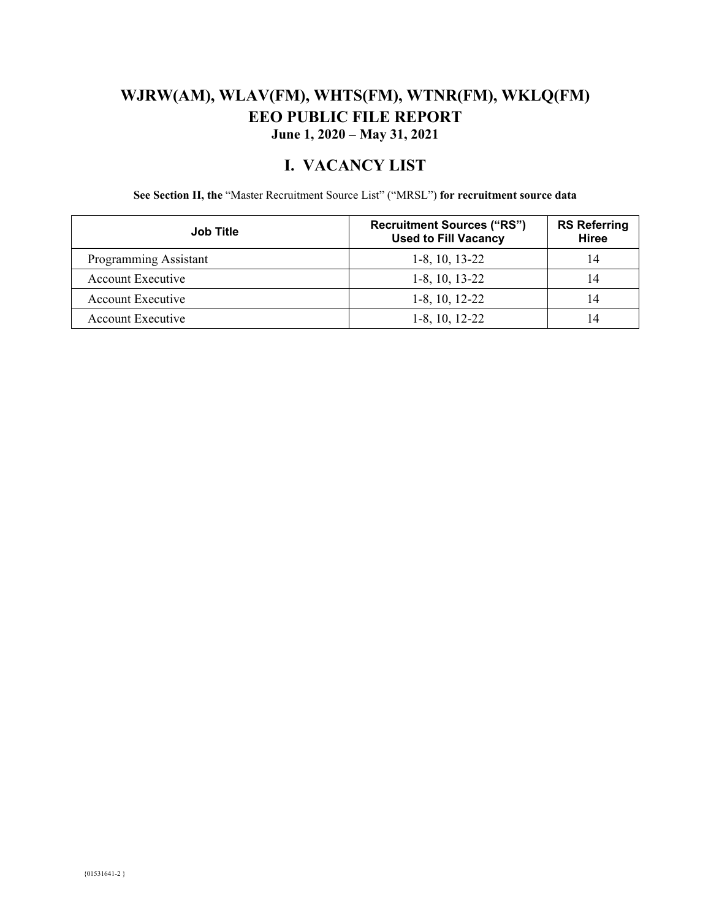# WJRW(AM), WLAV(FM), WHTS(FM), WTNR(FM), WKLQ(FM)
# EEO PUBLIC FILE REPORT
### June 1, 2020 – May 31, 2021

## I. VACANCY LIST

**See Section II, the** "Master Recruitment Source List" ("MRSL") **for recruitment source data**

| Job Title | Recruitment Sources ("RS") Used to Fill Vacancy | RS Referring Hiree |
|---|---|---|
| Programming Assistant | 1-8, 10, 13-22 | 14 |
| Account Executive | 1-8, 10, 13-22 | 14 |
| Account Executive | 1-8, 10, 12-22 | 14 |
| Account Executive | 1-8, 10, 12-22 | 14 |

{01531641-2 }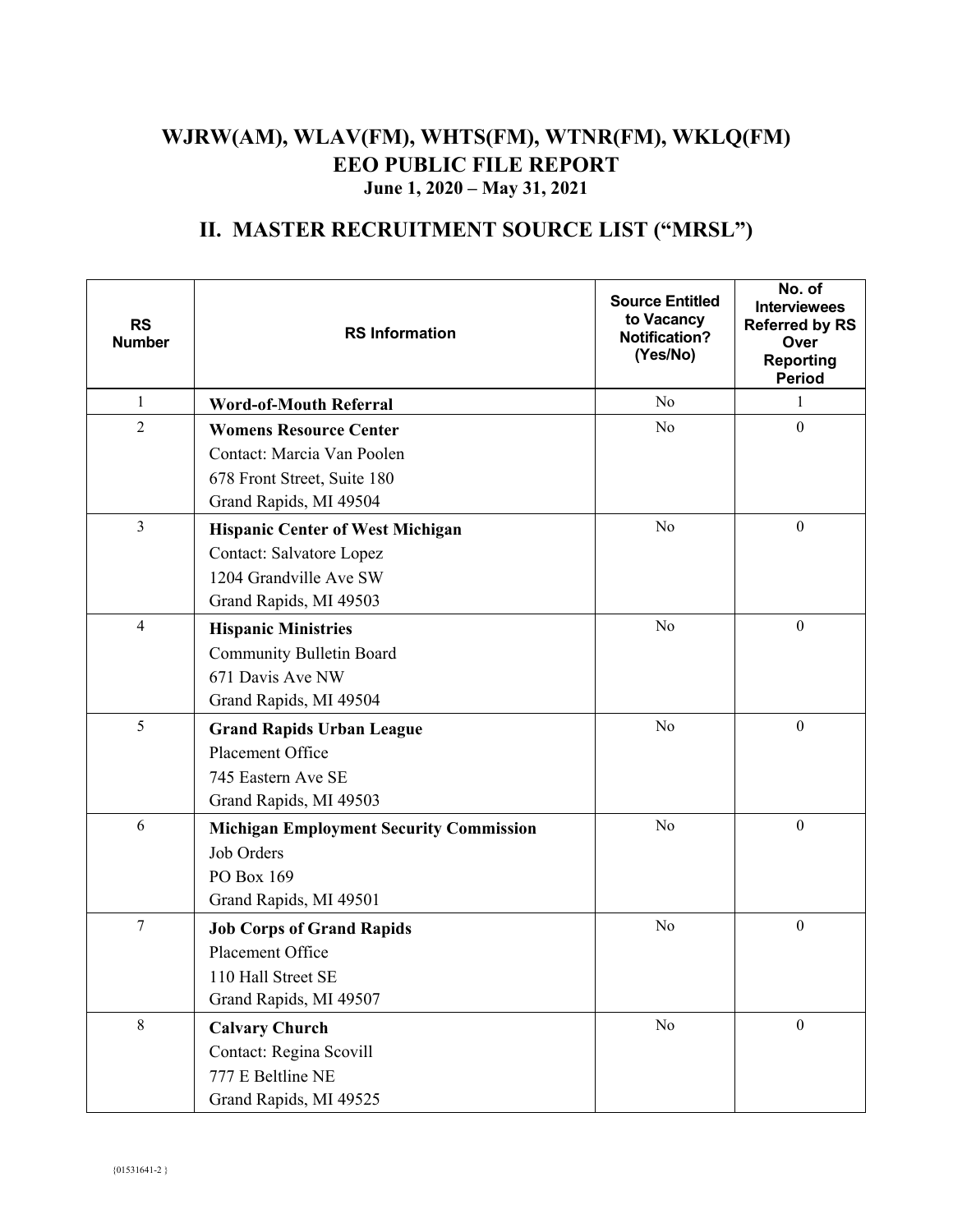# WJRW(AM), WLAV(FM), WHTS(FM), WTNR(FM), WKLQ(FM)
# EEO PUBLIC FILE REPORT
### June 1, 2020 – May 31, 2021

## II. MASTER RECRUITMENT SOURCE LIST ("MRSL")

| RS Number | RS Information | Source Entitled to Vacancy Notification? (Yes/No) | No. of Interviewees Referred by RS Over Reporting Period |
|---|---|---|---|
| 1 | **Word-of-Mouth Referral** | No | 1 |
| 2 | **Womens Resource Center**<br>Contact: Marcia Van Poolen<br>678 Front Street, Suite 180<br>Grand Rapids, MI 49504 | No | 0 |
| 3 | **Hispanic Center of West Michigan**<br>Contact: Salvatore Lopez<br>1204 Grandville Ave SW<br>Grand Rapids, MI 49503 | No | 0 |
| 4 | **Hispanic Ministries**<br>Community Bulletin Board<br>671 Davis Ave NW<br>Grand Rapids, MI 49504 | No | 0 |
| 5 | **Grand Rapids Urban League**<br>Placement Office<br>745 Eastern Ave SE<br>Grand Rapids, MI 49503 | No | 0 |
| 6 | **Michigan Employment Security Commission**<br>Job Orders<br>PO Box 169<br>Grand Rapids, MI 49501 | No | 0 |
| 7 | **Job Corps of Grand Rapids**<br>Placement Office<br>110 Hall Street SE<br>Grand Rapids, MI 49507 | No | 0 |
| 8 | **Calvary Church**<br>Contact: Regina Scovill<br>777 E Beltline NE<br>Grand Rapids, MI 49525 | No | 0 |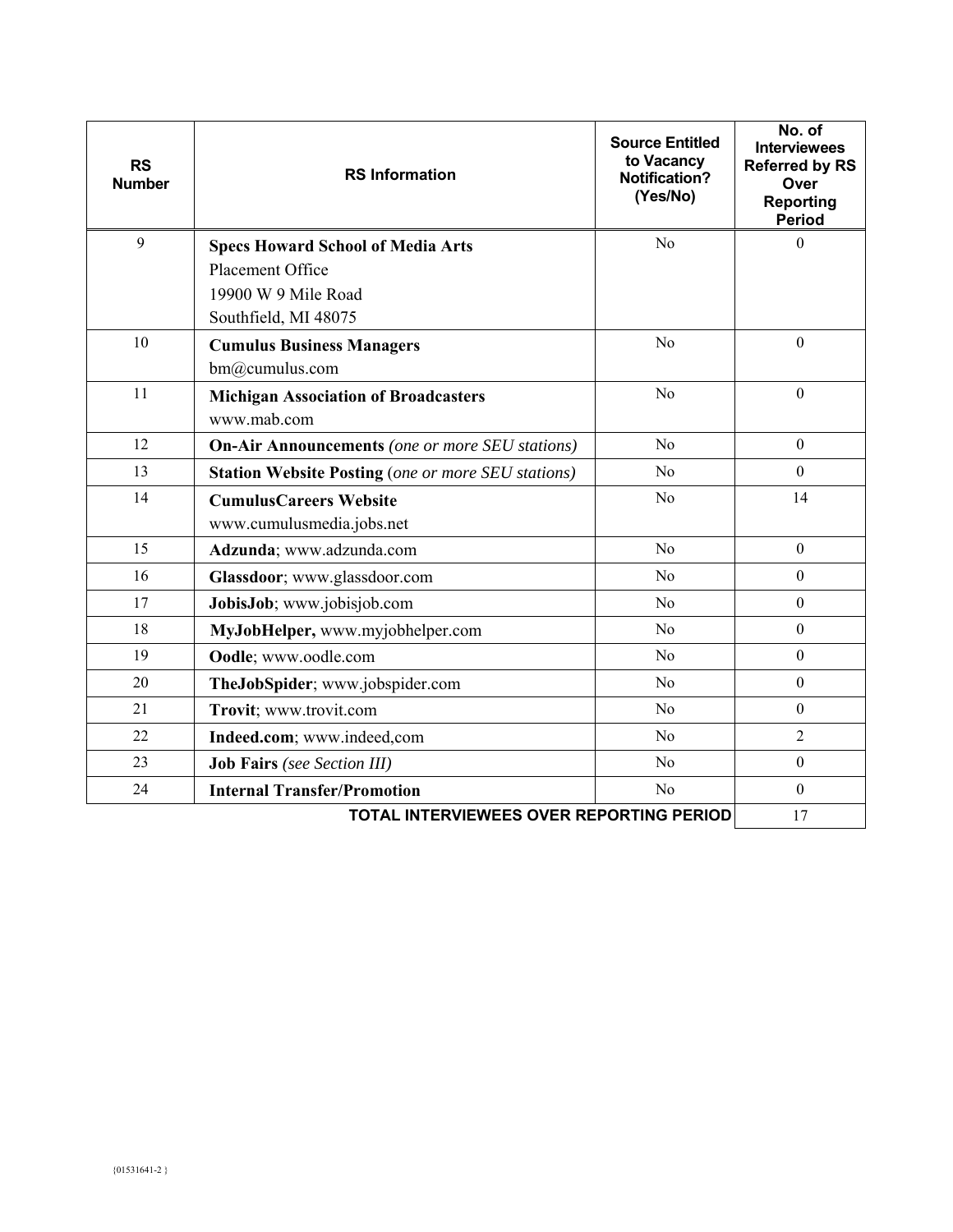| RS Number | RS Information | Source Entitled to Vacancy Notification? (Yes/No) | No. of Interviewees Referred by RS Over Reporting Period |
|---|---|---|---|
| 9 | **Specs Howard School of Media Arts**<br>Placement Office<br>19900 W 9 Mile Road<br>Southfield, MI 48075 | No | 0 |
| 10 | **Cumulus Business Managers**<br>bm@cumulus.com | No | 0 |
| 11 | **Michigan Association of Broadcasters**<br>www.mab.com | No | 0 |
| 12 | **On-Air Announcements** *(one or more SEU stations)* | No | 0 |
| 13 | **Station Website Posting** (*one or more SEU stations)* | No | 0 |
| 14 | **CumulusCareers Website**<br>www.cumulusmedia.jobs.net | No | 14 |
| 15 | **Adzunda**; www.adzunda.com | No | 0 |
| 16 | **Glassdoor**; www.glassdoor.com | No | 0 |
| 17 | **JobisJob**; www.jobisjob.com | No | 0 |
| 18 | **MyJobHelper,** www.myjobhelper.com | No | 0 |
| 19 | **Oodle**; www.oodle.com | No | 0 |
| 20 | **TheJobSpider**; www.jobspider.com | No | 0 |
| 21 | **Trovit**; www.trovit.com | No | 0 |
| 22 | **Indeed.com**; www.indeed,com | No | 2 |
| 23 | **Job Fairs** *(see Section III)* | No | 0 |
| 24 | **Internal Transfer/Promotion** | No | 0 |
| | | **TOTAL INTERVIEWEES OVER REPORTING PERIOD** | 17 |

{01531641-2 }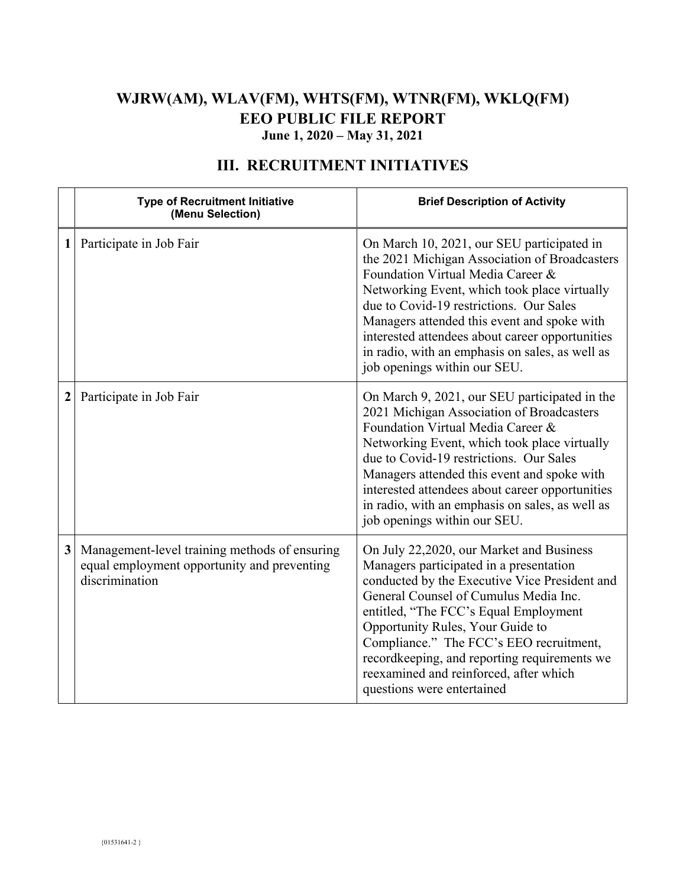# WJRW(AM), WLAV(FM), WHTS(FM), WTNR(FM), WKLQ(FM)
# EEO PUBLIC FILE REPORT
**June 1, 2020 – May 31, 2021**

## III. RECRUITMENT INITIATIVES

| | Type of Recruitment Initiative (Menu Selection) | Brief Description of Activity |
|---|---|---|
| **1** | Participate in Job Fair | On March 10, 2021, our SEU participated in the 2021 Michigan Association of Broadcasters Foundation Virtual Media Career & Networking Event, which took place virtually due to Covid-19 restrictions. Our Sales Managers attended this event and spoke with interested attendees about career opportunities in radio, with an emphasis on sales, as well as job openings within our SEU. |
| **2** | Participate in Job Fair | On March 9, 2021, our SEU participated in the 2021 Michigan Association of Broadcasters Foundation Virtual Media Career & Networking Event, which took place virtually due to Covid-19 restrictions. Our Sales Managers attended this event and spoke with interested attendees about career opportunities in radio, with an emphasis on sales, as well as job openings within our SEU. |
| **3** | Management-level training methods of ensuring equal employment opportunity and preventing discrimination | On July 22,2020, our Market and Business Managers participated in a presentation conducted by the Executive Vice President and General Counsel of Cumulus Media Inc. entitled, "The FCC's Equal Employment Opportunity Rules, Your Guide to Compliance." The FCC's EEO recruitment, recordkeeping, and reporting requirements we reexamined and reinforced, after which questions were entertained |

{01531641-2 }